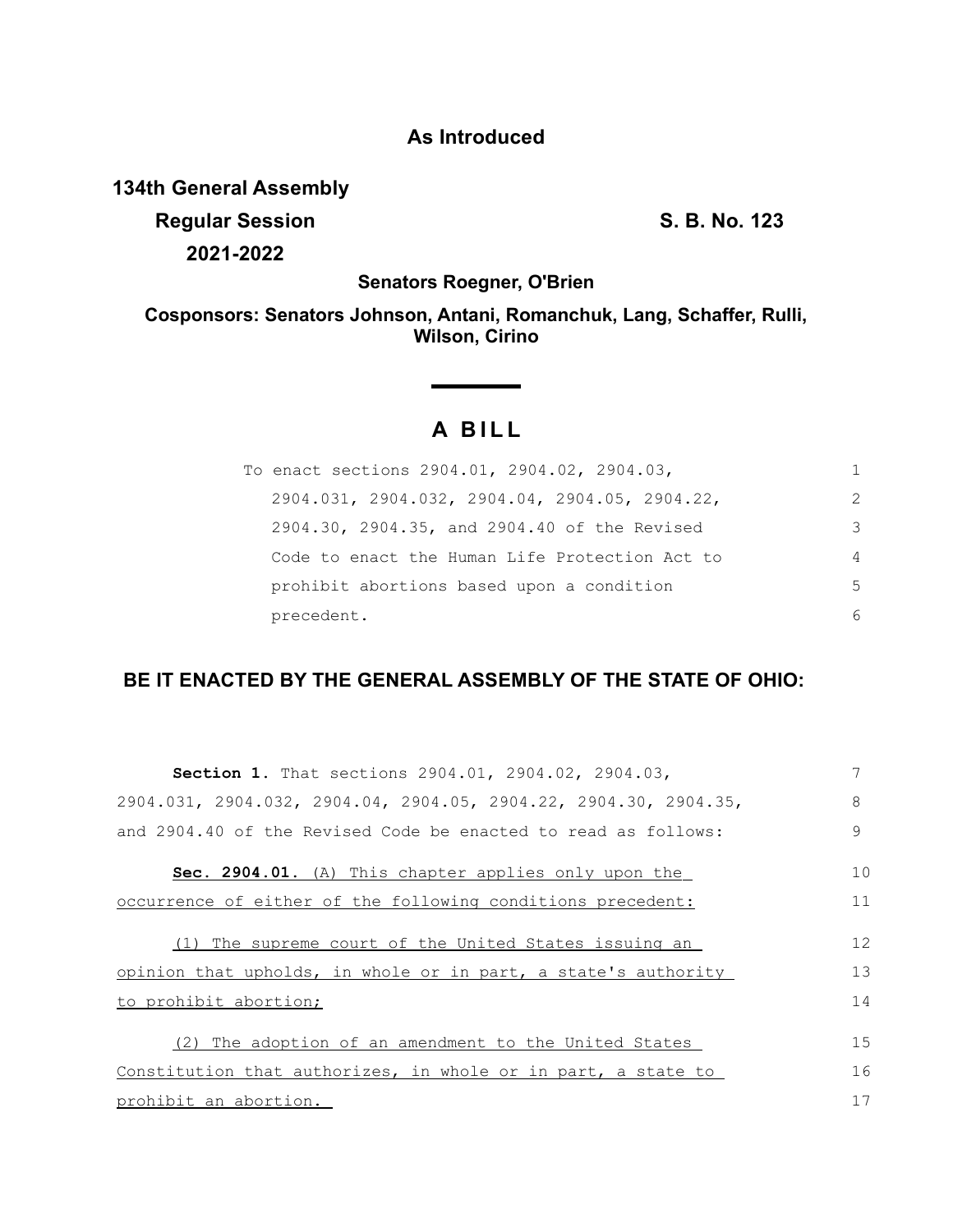**As Introduced**

**134th General Assembly**

**Regular Session** **S. B. No. 123**

**2021-2022**

**Senators Roegner, O'Brien**

**Cosponsors: Senators Johnson, Antani, Romanchuk, Lang, Schaffer, Rulli, Wilson, Cirino**

# A BILL

To enact sections 2904.01, 2904.02, 2904.03, 2904.031, 2904.032, 2904.04, 2904.05, 2904.22, 2904.30, 2904.35, and 2904.40 of the Revised Code to enact the Human Life Protection Act to prohibit abortions based upon a condition precedent.

## BE IT ENACTED BY THE GENERAL ASSEMBLY OF THE STATE OF OHIO:

**Section 1.** That sections 2904.01, 2904.02, 2904.03, 2904.031, 2904.032, 2904.04, 2904.05, 2904.22, 2904.30, 2904.35, and 2904.40 of the Revised Code be enacted to read as follows:

**Sec. 2904.01.** (A) This chapter applies only upon the occurrence of either of the following conditions precedent:

(1) The supreme court of the United States issuing an opinion that upholds, in whole or in part, a state's authority to prohibit abortion;

(2) The adoption of an amendment to the United States Constitution that authorizes, in whole or in part, a state to prohibit an abortion.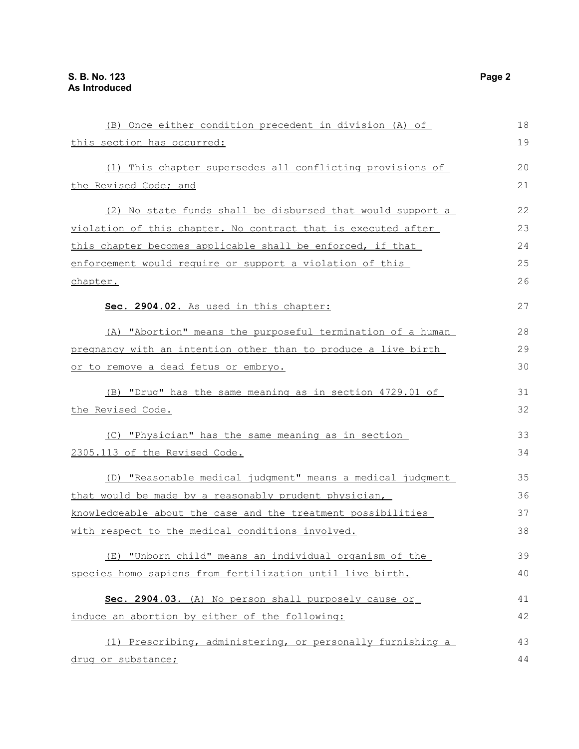(B) Once either condition precedent in division (A) of this section has occurred:

(1) This chapter supersedes all conflicting provisions of the Revised Code; and

(2) No state funds shall be disbursed that would support a violation of this chapter. No contract that is executed after this chapter becomes applicable shall be enforced, if that enforcement would require or support a violation of this chapter.

**Sec. 2904.02.** As used in this chapter:

(A) "Abortion" means the purposeful termination of a human pregnancy with an intention other than to produce a live birth or to remove a dead fetus or embryo.

(B) "Drug" has the same meaning as in section 4729.01 of the Revised Code.

(C) "Physician" has the same meaning as in section 2305.113 of the Revised Code.

(D) "Reasonable medical judgment" means a medical judgment that would be made by a reasonably prudent physician, knowledgeable about the case and the treatment possibilities with respect to the medical conditions involved.

(E) "Unborn child" means an individual organism of the species homo sapiens from fertilization until live birth.

**Sec. 2904.03.** (A) No person shall purposely cause or induce an abortion by either of the following:

(1) Prescribing, administering, or personally furnishing a drug or substance;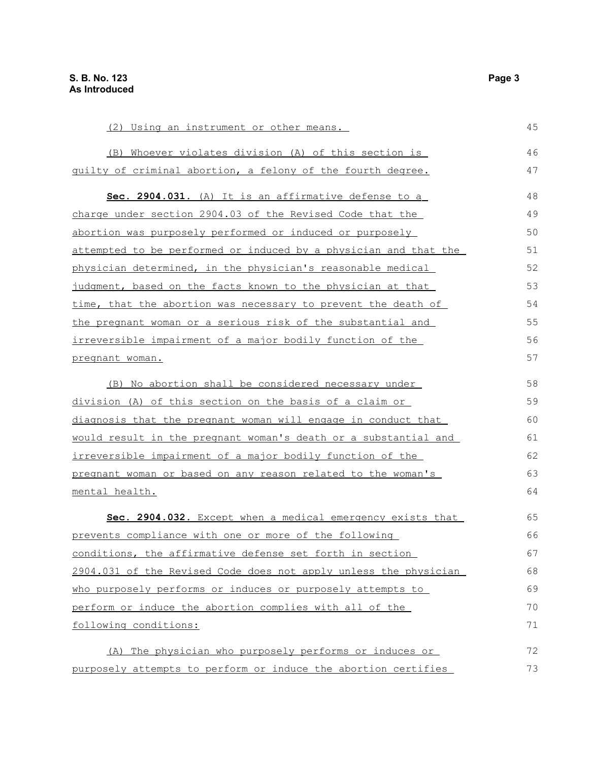(2) Using an instrument or other means.

(B) Whoever violates division (A) of this section is guilty of criminal abortion, a felony of the fourth degree.

**Sec. 2904.031.** (A) It is an affirmative defense to a charge under section 2904.03 of the Revised Code that the abortion was purposely performed or induced or purposely attempted to be performed or induced by a physician and that the physician determined, in the physician's reasonable medical judgment, based on the facts known to the physician at that time, that the abortion was necessary to prevent the death of the pregnant woman or a serious risk of the substantial and irreversible impairment of a major bodily function of the pregnant woman.

(B) No abortion shall be considered necessary under division (A) of this section on the basis of a claim or diagnosis that the pregnant woman will engage in conduct that would result in the pregnant woman's death or a substantial and irreversible impairment of a major bodily function of the pregnant woman or based on any reason related to the woman's mental health.

**Sec. 2904.032.** Except when a medical emergency exists that prevents compliance with one or more of the following conditions, the affirmative defense set forth in section 2904.031 of the Revised Code does not apply unless the physician who purposely performs or induces or purposely attempts to perform or induce the abortion complies with all of the following conditions:

(A) The physician who purposely performs or induces or purposely attempts to perform or induce the abortion certifies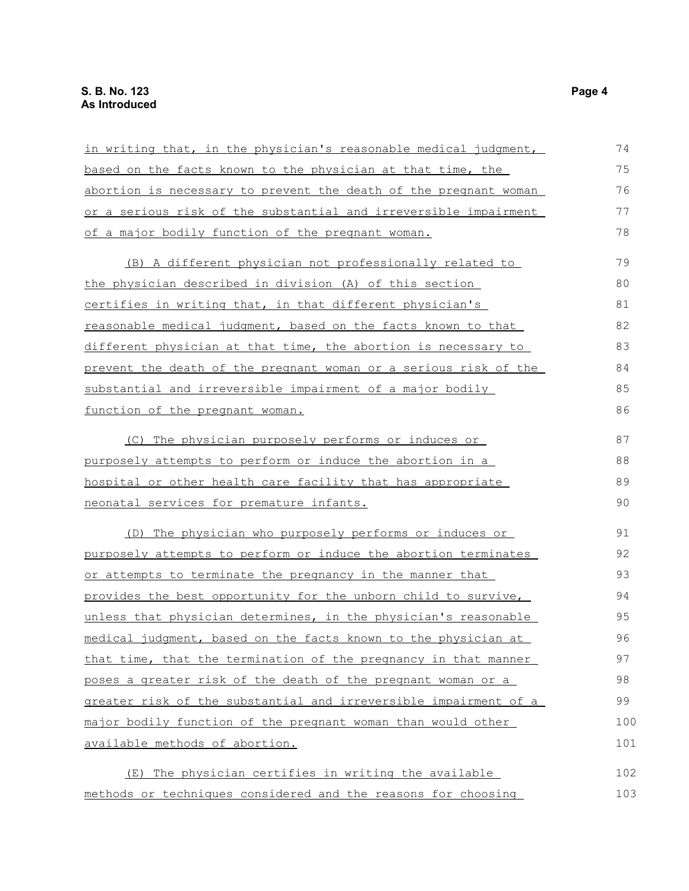in writing that, in the physician's reasonable medical judgment, based on the facts known to the physician at that time, the abortion is necessary to prevent the death of the pregnant woman or a serious risk of the substantial and irreversible impairment of a major bodily function of the pregnant woman.

(B) A different physician not professionally related to the physician described in division (A) of this section certifies in writing that, in that different physician's reasonable medical judgment, based on the facts known to that different physician at that time, the abortion is necessary to prevent the death of the pregnant woman or a serious risk of the substantial and irreversible impairment of a major bodily function of the pregnant woman.

(C) The physician purposely performs or induces or purposely attempts to perform or induce the abortion in a hospital or other health care facility that has appropriate neonatal services for premature infants.

(D) The physician who purposely performs or induces or purposely attempts to perform or induce the abortion terminates or attempts to terminate the pregnancy in the manner that provides the best opportunity for the unborn child to survive, unless that physician determines, in the physician's reasonable medical judgment, based on the facts known to the physician at that time, that the termination of the pregnancy in that manner poses a greater risk of the death of the pregnant woman or a greater risk of the substantial and irreversible impairment of a major bodily function of the pregnant woman than would other available methods of abortion.

(E) The physician certifies in writing the available methods or techniques considered and the reasons for choosing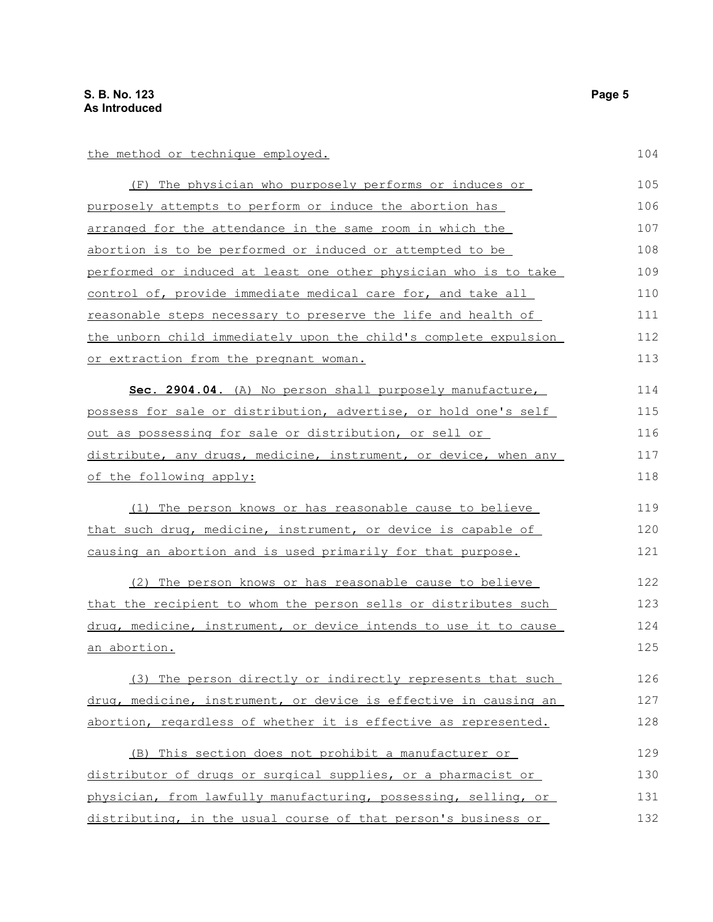the method or technique employed.

(F) The physician who purposely performs or induces or purposely attempts to perform or induce the abortion has arranged for the attendance in the same room in which the abortion is to be performed or induced or attempted to be performed or induced at least one other physician who is to take control of, provide immediate medical care for, and take all reasonable steps necessary to preserve the life and health of the unborn child immediately upon the child's complete expulsion or extraction from the pregnant woman.

**Sec. 2904.04.** (A) No person shall purposely manufacture, possess for sale or distribution, advertise, or hold one's self out as possessing for sale or distribution, or sell or distribute, any drugs, medicine, instrument, or device, when any of the following apply:

(1) The person knows or has reasonable cause to believe that such drug, medicine, instrument, or device is capable of causing an abortion and is used primarily for that purpose.

(2) The person knows or has reasonable cause to believe that the recipient to whom the person sells or distributes such drug, medicine, instrument, or device intends to use it to cause an abortion.

(3) The person directly or indirectly represents that such drug, medicine, instrument, or device is effective in causing an abortion, regardless of whether it is effective as represented.

(B) This section does not prohibit a manufacturer or distributor of drugs or surgical supplies, or a pharmacist or physician, from lawfully manufacturing, possessing, selling, or distributing, in the usual course of that person's business or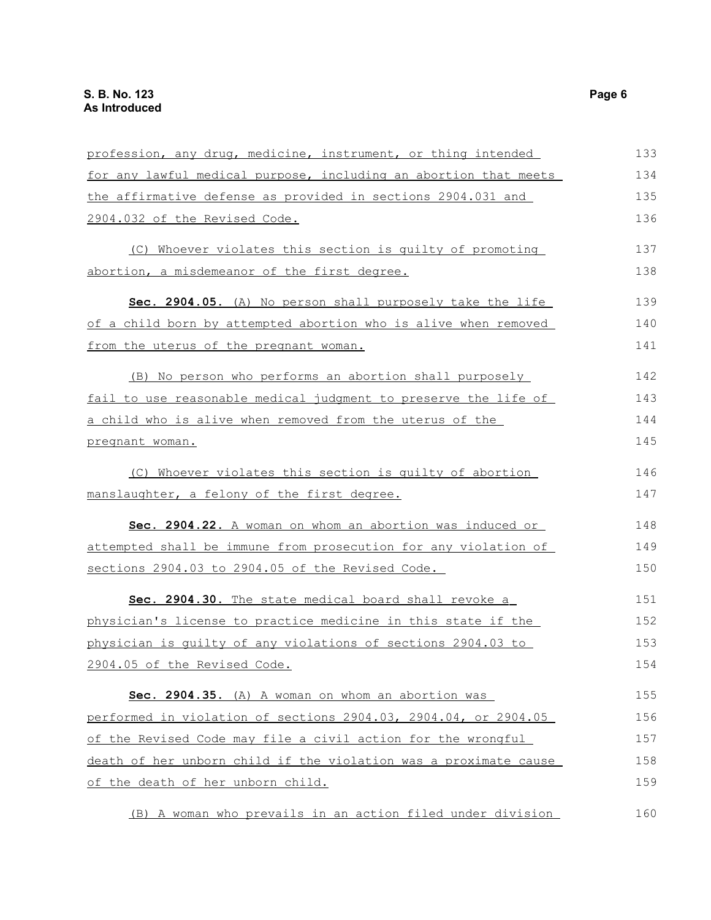profession, any drug, medicine, instrument, or thing intended for any lawful medical purpose, including an abortion that meets the affirmative defense as provided in sections 2904.031 and 2904.032 of the Revised Code.

(C) Whoever violates this section is guilty of promoting abortion, a misdemeanor of the first degree.

**Sec. 2904.05.** (A) No person shall purposely take the life of a child born by attempted abortion who is alive when removed from the uterus of the pregnant woman.

(B) No person who performs an abortion shall purposely fail to use reasonable medical judgment to preserve the life of a child who is alive when removed from the uterus of the pregnant woman.

(C) Whoever violates this section is guilty of abortion manslaughter, a felony of the first degree.

**Sec. 2904.22.** A woman on whom an abortion was induced or attempted shall be immune from prosecution for any violation of sections 2904.03 to 2904.05 of the Revised Code.

**Sec. 2904.30.** The state medical board shall revoke a physician's license to practice medicine in this state if the physician is guilty of any violations of sections 2904.03 to 2904.05 of the Revised Code.

**Sec. 2904.35.** (A) A woman on whom an abortion was performed in violation of sections 2904.03, 2904.04, or 2904.05 of the Revised Code may file a civil action for the wrongful death of her unborn child if the violation was a proximate cause of the death of her unborn child.

(B) A woman who prevails in an action filed under division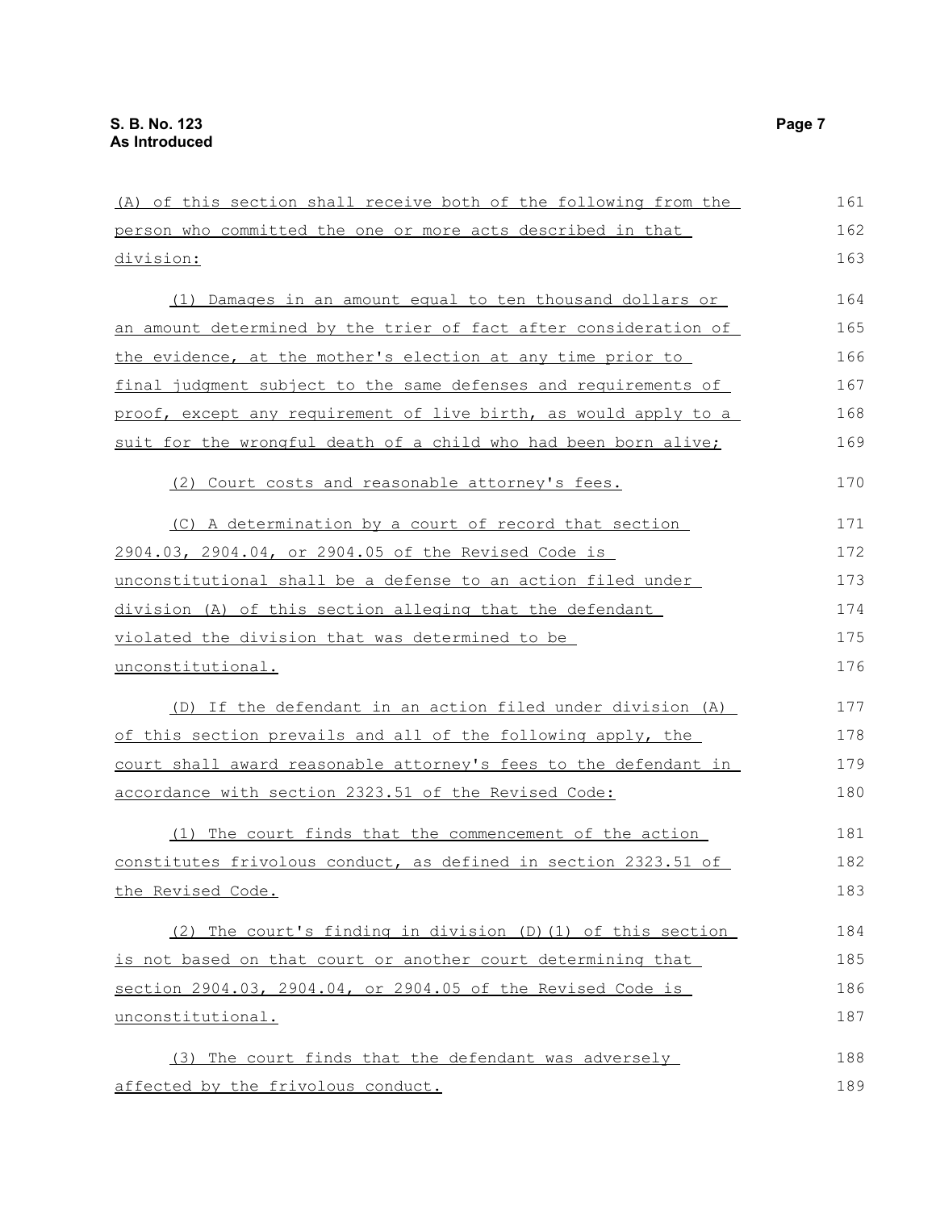(A) of this section shall receive both of the following from the person who committed the one or more acts described in that division:

(1) Damages in an amount equal to ten thousand dollars or an amount determined by the trier of fact after consideration of the evidence, at the mother's election at any time prior to final judgment subject to the same defenses and requirements of proof, except any requirement of live birth, as would apply to a suit for the wrongful death of a child who had been born alive;

(2) Court costs and reasonable attorney's fees.

(C) A determination by a court of record that section 2904.03, 2904.04, or 2904.05 of the Revised Code is unconstitutional shall be a defense to an action filed under division (A) of this section alleging that the defendant violated the division that was determined to be unconstitutional.

(D) If the defendant in an action filed under division (A) of this section prevails and all of the following apply, the court shall award reasonable attorney's fees to the defendant in accordance with section 2323.51 of the Revised Code:

(1) The court finds that the commencement of the action constitutes frivolous conduct, as defined in section 2323.51 of the Revised Code.

(2) The court's finding in division (D)(1) of this section is not based on that court or another court determining that section 2904.03, 2904.04, or 2904.05 of the Revised Code is unconstitutional.

(3) The court finds that the defendant was adversely affected by the frivolous conduct.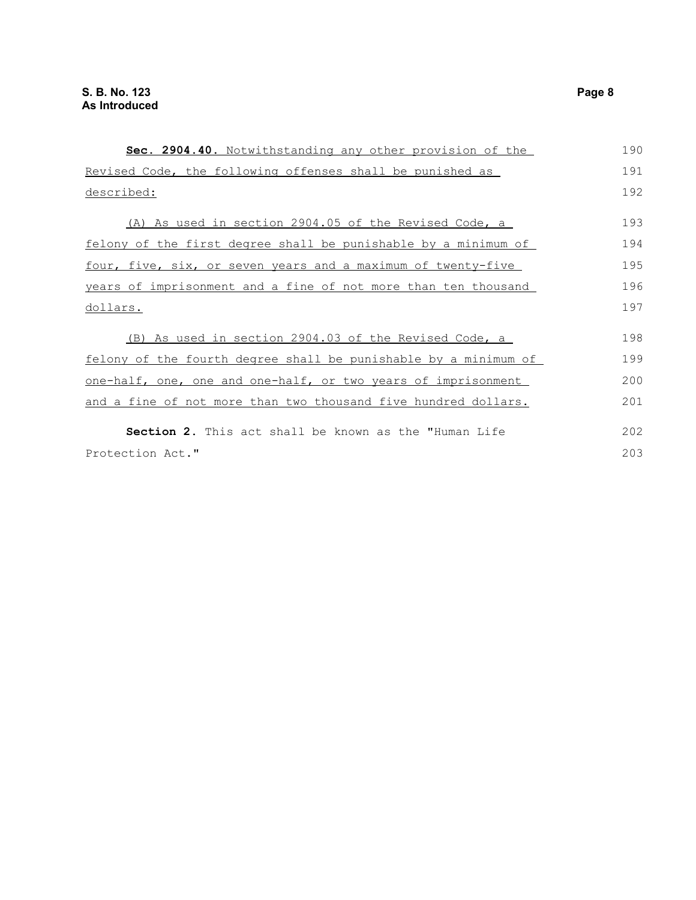**Sec. 2904.40.** Notwithstanding any other provision of the Revised Code, the following offenses shall be punished as described:

(A) As used in section 2904.05 of the Revised Code, a felony of the first degree shall be punishable by a minimum of four, five, six, or seven years and a maximum of twenty-five years of imprisonment and a fine of not more than ten thousand dollars.

(B) As used in section 2904.03 of the Revised Code, a felony of the fourth degree shall be punishable by a minimum of one-half, one, one and one-half, or two years of imprisonment and a fine of not more than two thousand five hundred dollars.

**Section 2.** This act shall be known as the "Human Life Protection Act."